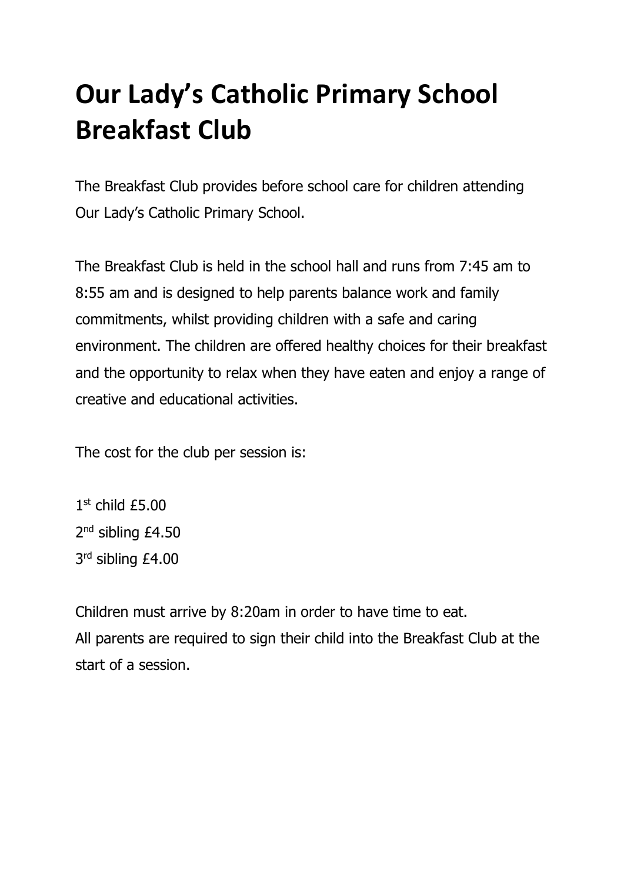# Our Lady's Catholic Primary School Breakfast Club

The Breakfast Club provides before school care for children attending Our Lady's Catholic Primary School.

The Breakfast Club is held in the school hall and runs from 7:45 am to 8:55 am and is designed to help parents balance work and family commitments, whilst providing children with a safe and caring environment. The children are offered healthy choices for their breakfast and the opportunity to relax when they have eaten and enjoy a range of creative and educational activities.

The cost for the club per session is:

1st child £5.00
2nd sibling £4.50
3rd sibling £4.00

Children must arrive by 8:20am in order to have time to eat.
All parents are required to sign their child into the Breakfast Club at the start of a session.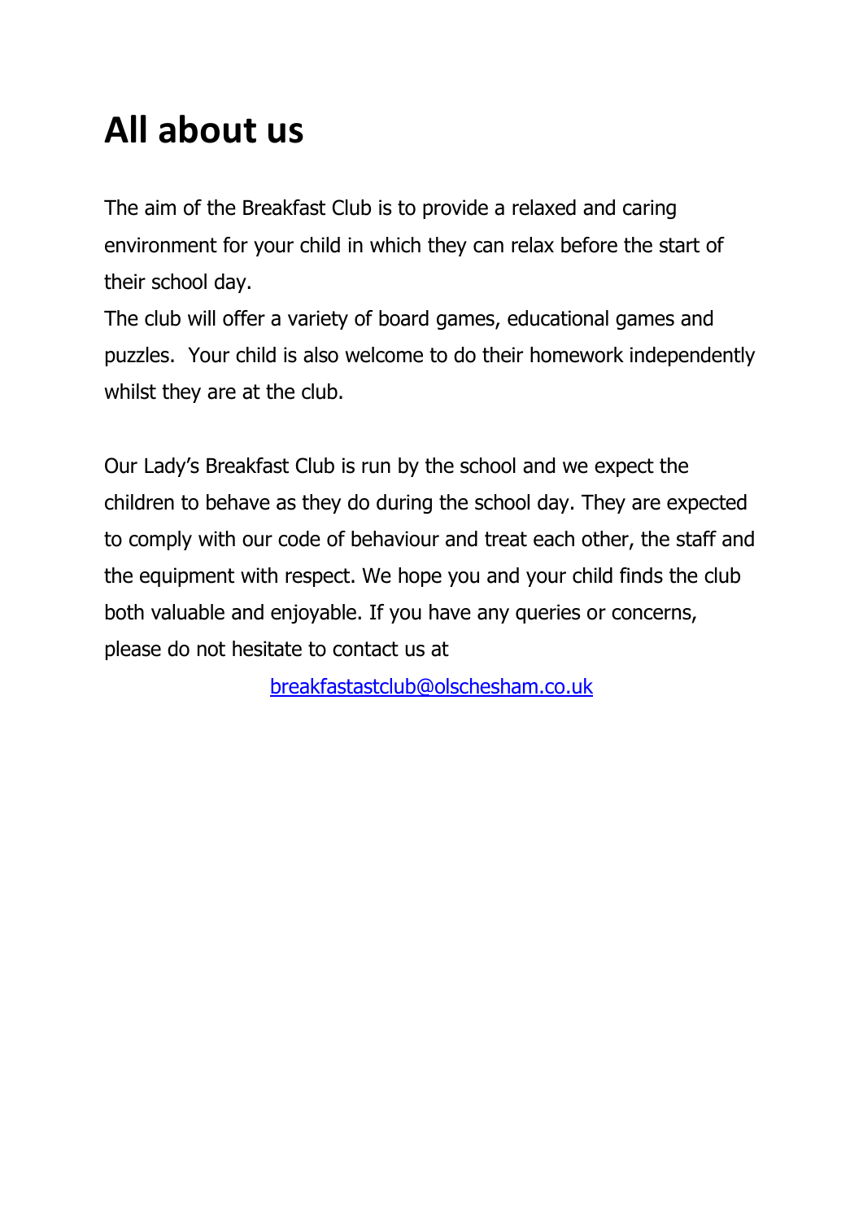# All about us

The aim of the Breakfast Club is to provide a relaxed and caring environment for your child in which they can relax before the start of their school day.
The club will offer a variety of board games, educational games and puzzles. Your child is also welcome to do their homework independently whilst they are at the club.

Our Lady's Breakfast Club is run by the school and we expect the children to behave as they do during the school day. They are expected to comply with our code of behaviour and treat each other, the staff and the equipment with respect. We hope you and your child finds the club both valuable and enjoyable. If you have any queries or concerns, please do not hesitate to contact us at

breakfastastclub@olschesham.co.uk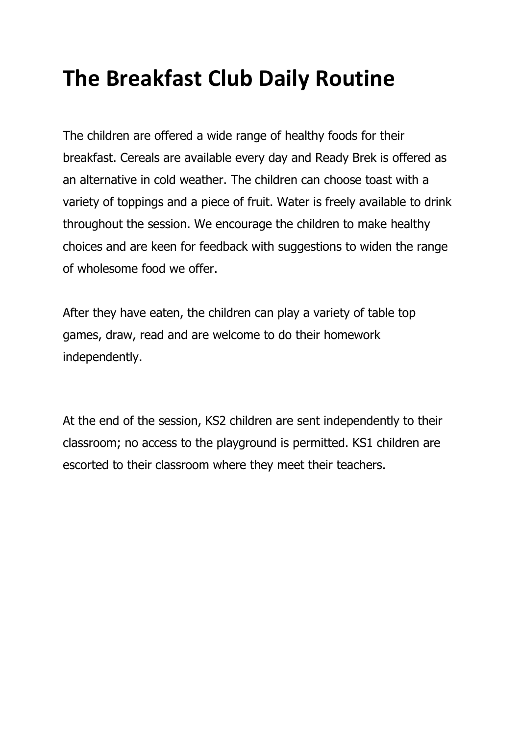# The Breakfast Club Daily Routine

The children are offered a wide range of healthy foods for their breakfast. Cereals are available every day and Ready Brek is offered as an alternative in cold weather. The children can choose toast with a variety of toppings and a piece of fruit. Water is freely available to drink throughout the session. We encourage the children to make healthy choices and are keen for feedback with suggestions to widen the range of wholesome food we offer.

After they have eaten, the children can play a variety of table top games, draw, read and are welcome to do their homework independently.

At the end of the session, KS2 children are sent independently to their classroom; no access to the playground is permitted. KS1 children are escorted to their classroom where they meet their teachers.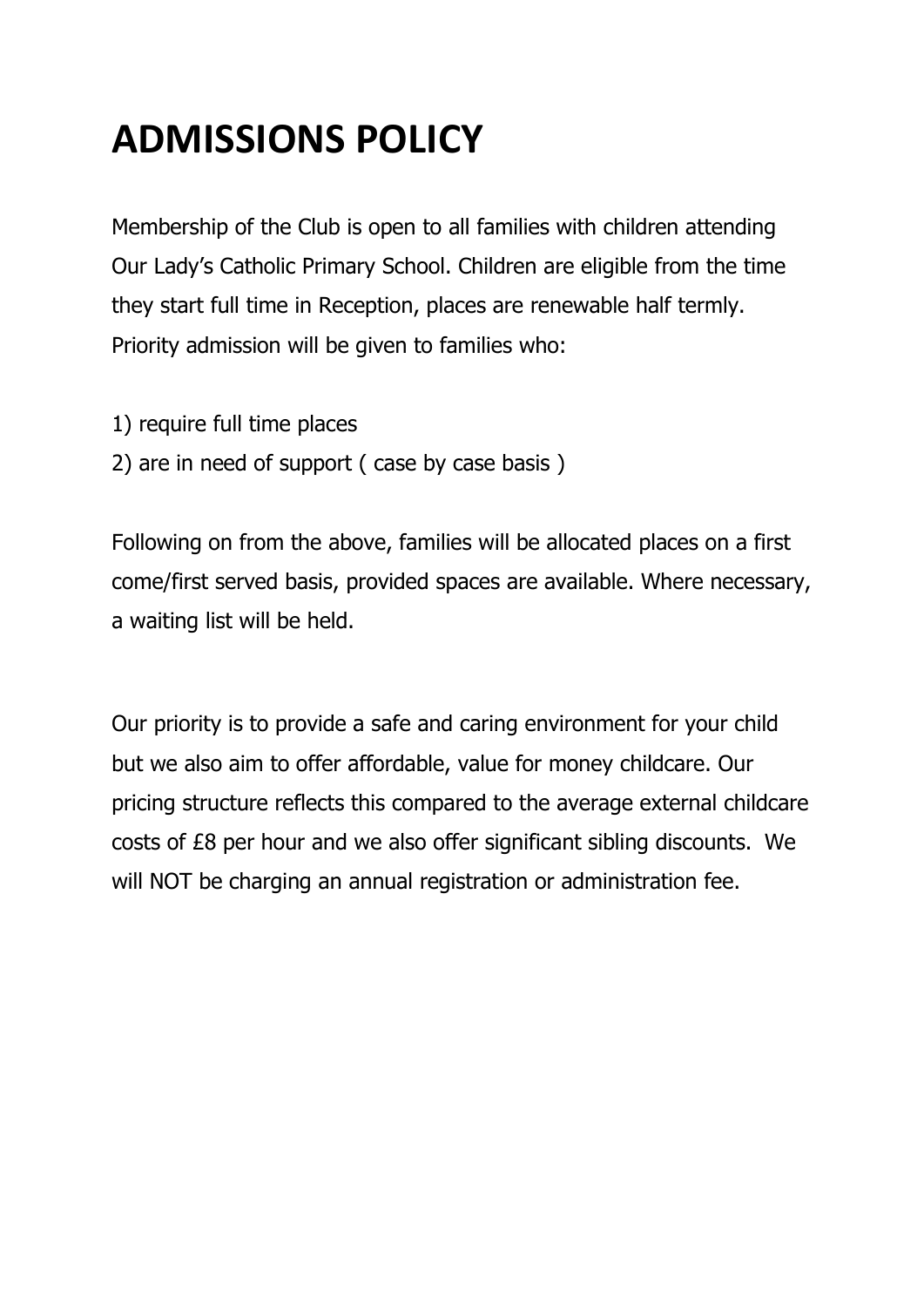# ADMISSIONS POLICY

Membership of the Club is open to all families with children attending Our Lady's Catholic Primary School. Children are eligible from the time they start full time in Reception, places are renewable half termly. Priority admission will be given to families who:

1) require full time places
2) are in need of support ( case by case basis )

Following on from the above, families will be allocated places on a first come/first served basis, provided spaces are available. Where necessary, a waiting list will be held.

Our priority is to provide a safe and caring environment for your child but we also aim to offer affordable, value for money childcare. Our pricing structure reflects this compared to the average external childcare costs of £8 per hour and we also offer significant sibling discounts. We will NOT be charging an annual registration or administration fee.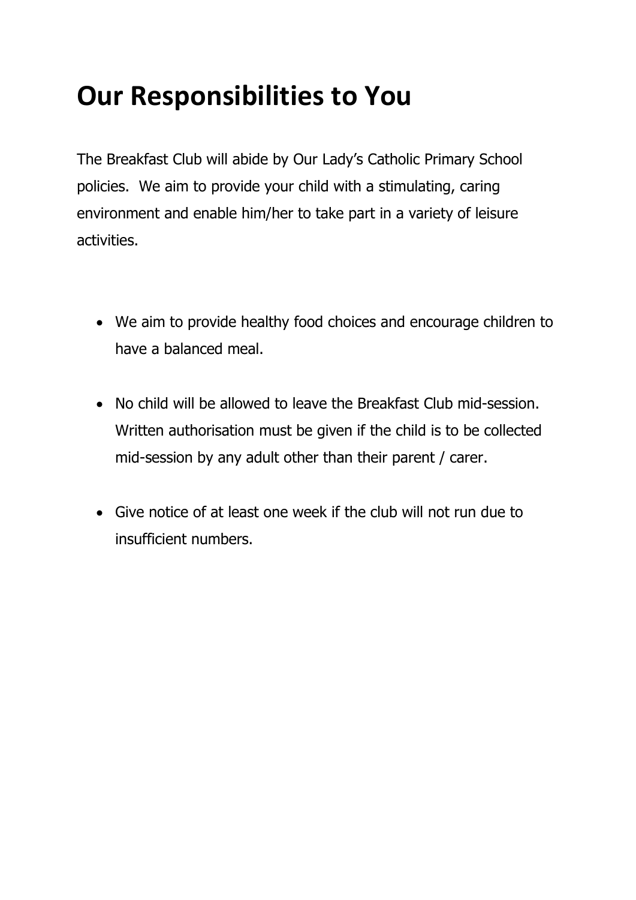# Our Responsibilities to You

The Breakfast Club will abide by Our Lady's Catholic Primary School policies.  We aim to provide your child with a stimulating, caring environment and enable him/her to take part in a variety of leisure activities.

- We aim to provide healthy food choices and encourage children to have a balanced meal.
- No child will be allowed to leave the Breakfast Club mid-session. Written authorisation must be given if the child is to be collected mid-session by any adult other than their parent / carer.
- Give notice of at least one week if the club will not run due to insufficient numbers.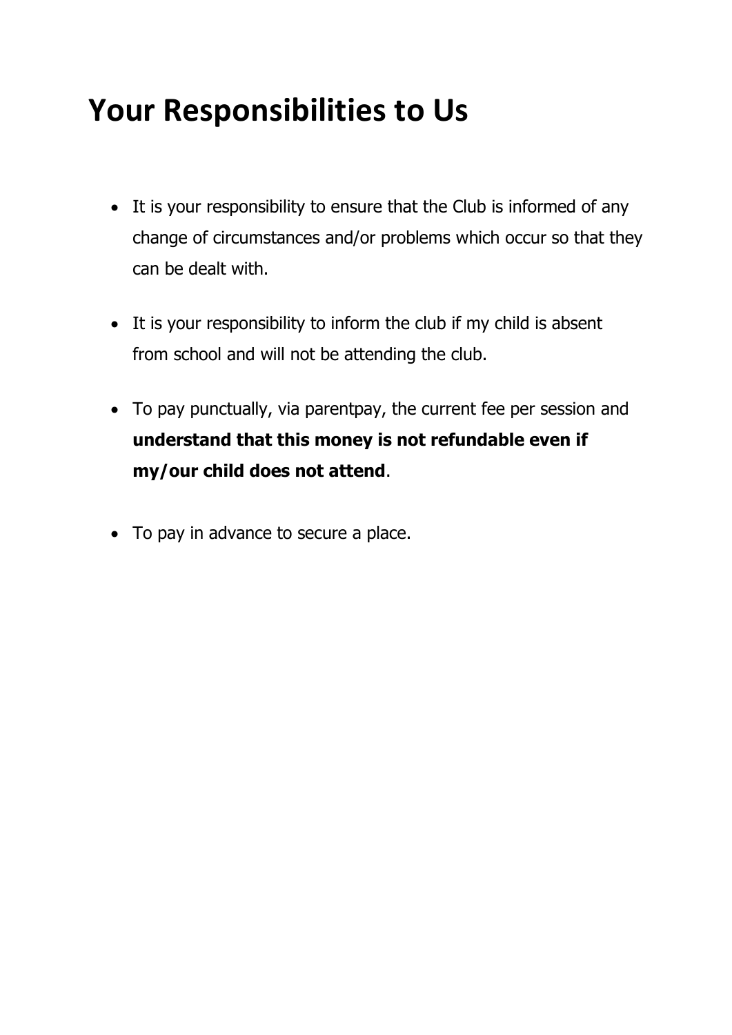# Your Responsibilities to Us

- It is your responsibility to ensure that the Club is informed of any change of circumstances and/or problems which occur so that they can be dealt with.
- It is your responsibility to inform the club if my child is absent from school and will not be attending the club.
- To pay punctually, via parentpay, the current fee per session and **understand that this money is not refundable even if my/our child does not attend**.
- To pay in advance to secure a place.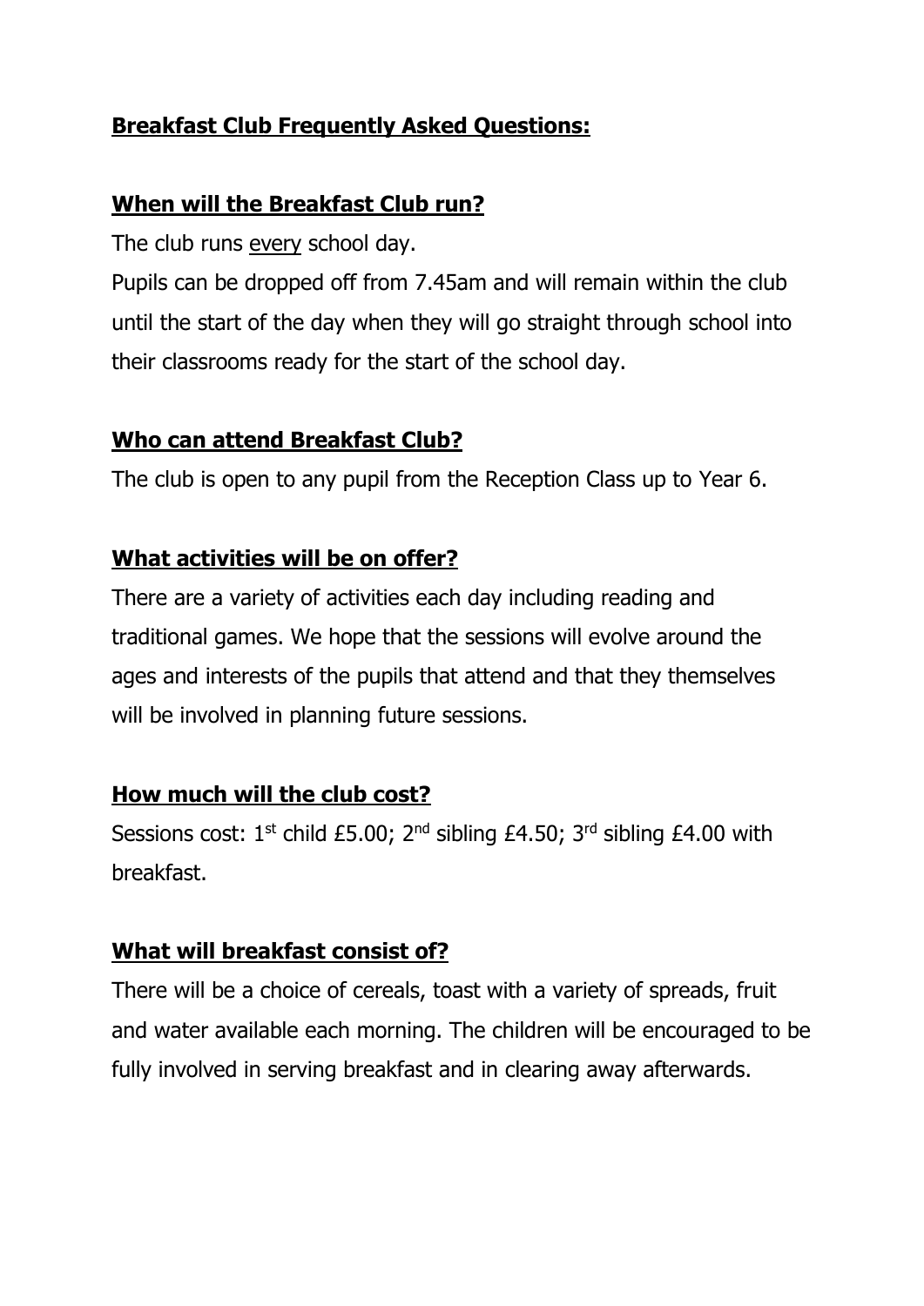## **Breakfast Club Frequently Asked Questions:**

### **When will the Breakfast Club run?**

The club runs every school day.

Pupils can be dropped off from 7.45am and will remain within the club until the start of the day when they will go straight through school into their classrooms ready for the start of the school day.

### **Who can attend Breakfast Club?**

The club is open to any pupil from the Reception Class up to Year 6.

### **What activities will be on offer?**

There are a variety of activities each day including reading and traditional games. We hope that the sessions will evolve around the ages and interests of the pupils that attend and that they themselves will be involved in planning future sessions.

### **How much will the club cost?**

Sessions cost: 1st child £5.00; 2nd sibling £4.50; 3rd sibling £4.00 with breakfast.

### **What will breakfast consist of?**

There will be a choice of cereals, toast with a variety of spreads, fruit and water available each morning. The children will be encouraged to be fully involved in serving breakfast and in clearing away afterwards.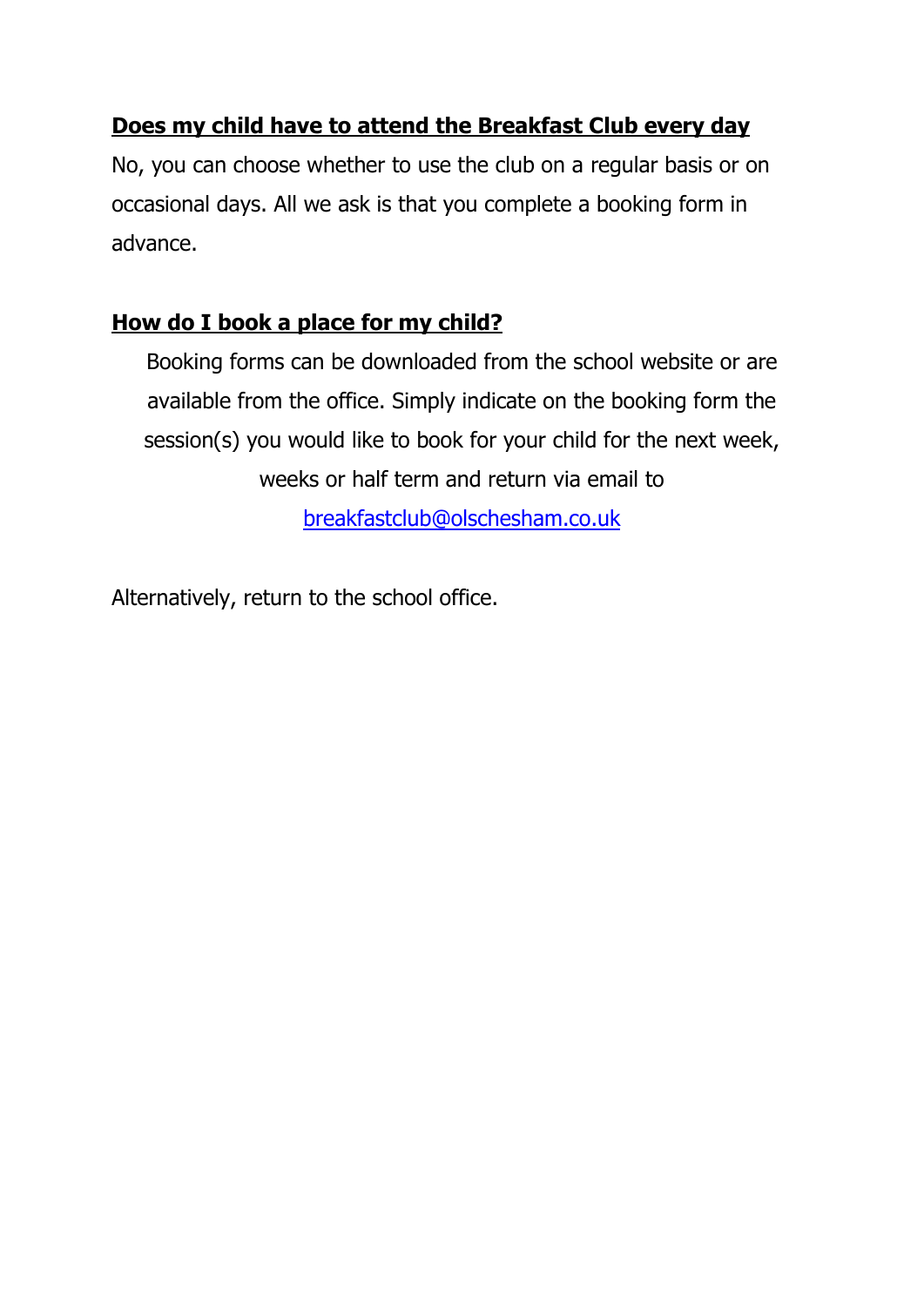**Does my child have to attend the Breakfast Club every day**

No, you can choose whether to use the club on a regular basis or on occasional days. All we ask is that you complete a booking form in advance.

**How do I book a place for my child?**

Booking forms can be downloaded from the school website or are available from the office. Simply indicate on the booking form the session(s) you would like to book for your child for the next week, weeks or half term and return via email to breakfastclub@olschesham.co.uk

Alternatively, return to the school office.